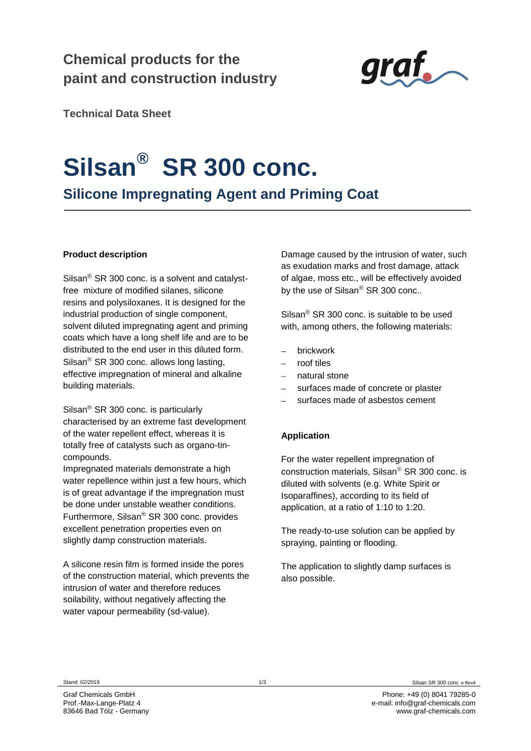**Chemical products for the paint and construction industry**

**Technical Data Sheet**

# Silsan® SR 300 conc.

## Silicone Impregnating Agent and Priming Coat

### Product description

Silsan® SR 300 conc. is a solvent and catalyst-free mixture of modified silanes, silicone resins and polysiloxanes. It is designed for the industrial production of single component, solvent diluted impregnating agent and priming coats which have a long shelf life and are to be distributed to the end user in this diluted form. Silsan® SR 300 conc. allows long lasting, effective impregnation of mineral and alkaline building materials.

Silsan® SR 300 conc. is particularly characterised by an extreme fast development of the water repellent effect, whereas it is totally free of catalysts such as organo-tin-compounds.
Impregnated materials demonstrate a high water repellence within just a few hours, which is of great advantage if the impregnation must be done under unstable weather conditions. Furthermore, Silsan® SR 300 conc. provides excellent penetration properties even on slightly damp construction materials.

A silicone resin film is formed inside the pores of the construction material, which prevents the intrusion of water and therefore reduces soilability, without negatively affecting the water vapour permeability (sd-value).

Damage caused by the intrusion of water, such as exudation marks and frost damage, attack of algae, moss etc., will be effectively avoided by the use of Silsan® SR 300 conc..

Silsan® SR 300 conc. is suitable to be used with, among others, the following materials:

- brickwork
- roof tiles
- natural stone
- surfaces made of concrete or plaster
- surfaces made of asbestos cement

### Application

For the water repellent impregnation of construction materials, Silsan® SR 300 conc. is diluted with solvents (e.g. White Spirit or Isoparaffines), according to its field of application, at a ratio of 1:10 to 1:20.

The ready-to-use solution can be applied by spraying, painting or flooding.

The application to slightly damp surfaces is also possible.

Stand: 02/2019

Silsan SR 300 conc e Rev4

Graf Chemicals GmbH
Prof.-Max-Lange-Platz 4
83646 Bad Tölz - Germany

Phone: +49 (0) 8041 79285-0
e-mail: info@graf-chemicals.com
www.graf-chemicals.com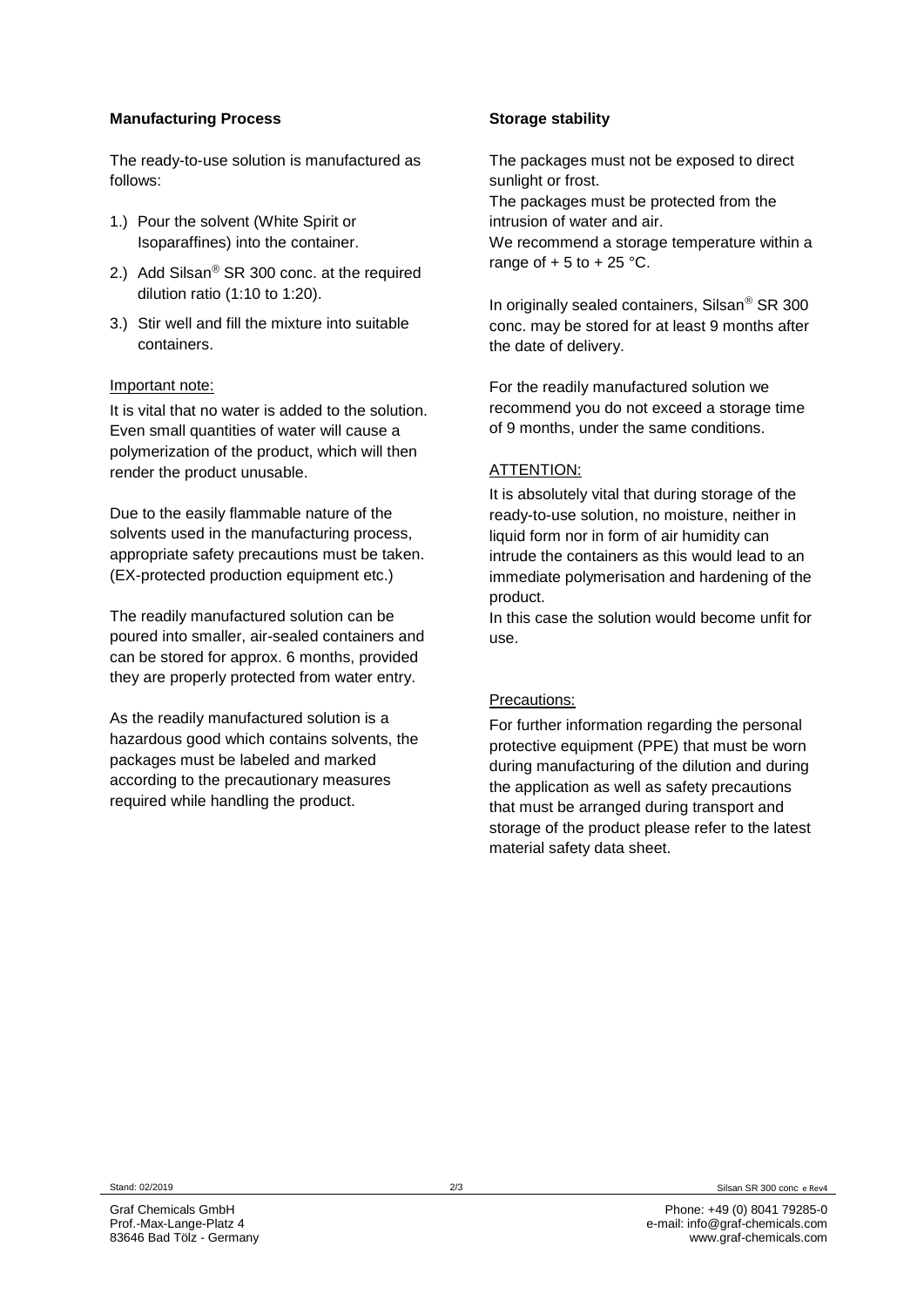**Manufacturing Process**

The ready-to-use solution is manufactured as follows:

1.) Pour the solvent (White Spirit or Isoparaffines) into the container.

2.) Add Silsan® SR 300 conc. at the required dilution ratio (1:10 to 1:20).

3.) Stir well and fill the mixture into suitable containers.

Important note:

It is vital that no water is added to the solution. Even small quantities of water will cause a polymerization of the product, which will then render the product unusable.

Due to the easily flammable nature of the solvents used in the manufacturing process, appropriate safety precautions must be taken. (EX-protected production equipment etc.)

The readily manufactured solution can be poured into smaller, air-sealed containers and can be stored for approx. 6 months, provided they are properly protected from water entry.

As the readily manufactured solution is a hazardous good which contains solvents, the packages must be labeled and marked according to the precautionary measures required while handling the product.

**Storage stability**

The packages must not be exposed to direct sunlight or frost.
The packages must be protected from the intrusion of water and air.
We recommend a storage temperature within a range of + 5 to + 25 °C.

In originally sealed containers, Silsan® SR 300 conc. may be stored for at least 9 months after the date of delivery.

For the readily manufactured solution we recommend you do not exceed a storage time of 9 months, under the same conditions.

ATTENTION:

It is absolutely vital that during storage of the ready-to-use solution, no moisture, neither in liquid form nor in form of air humidity can intrude the containers as this would lead to an immediate polymerisation and hardening of the product.
In this case the solution would become unfit for use.

Precautions:

For further information regarding the personal protective equipment (PPE) that must be worn during manufacturing of the dilution and during the application as well as safety precautions that must be arranged during transport and storage of the product please refer to the latest material safety data sheet.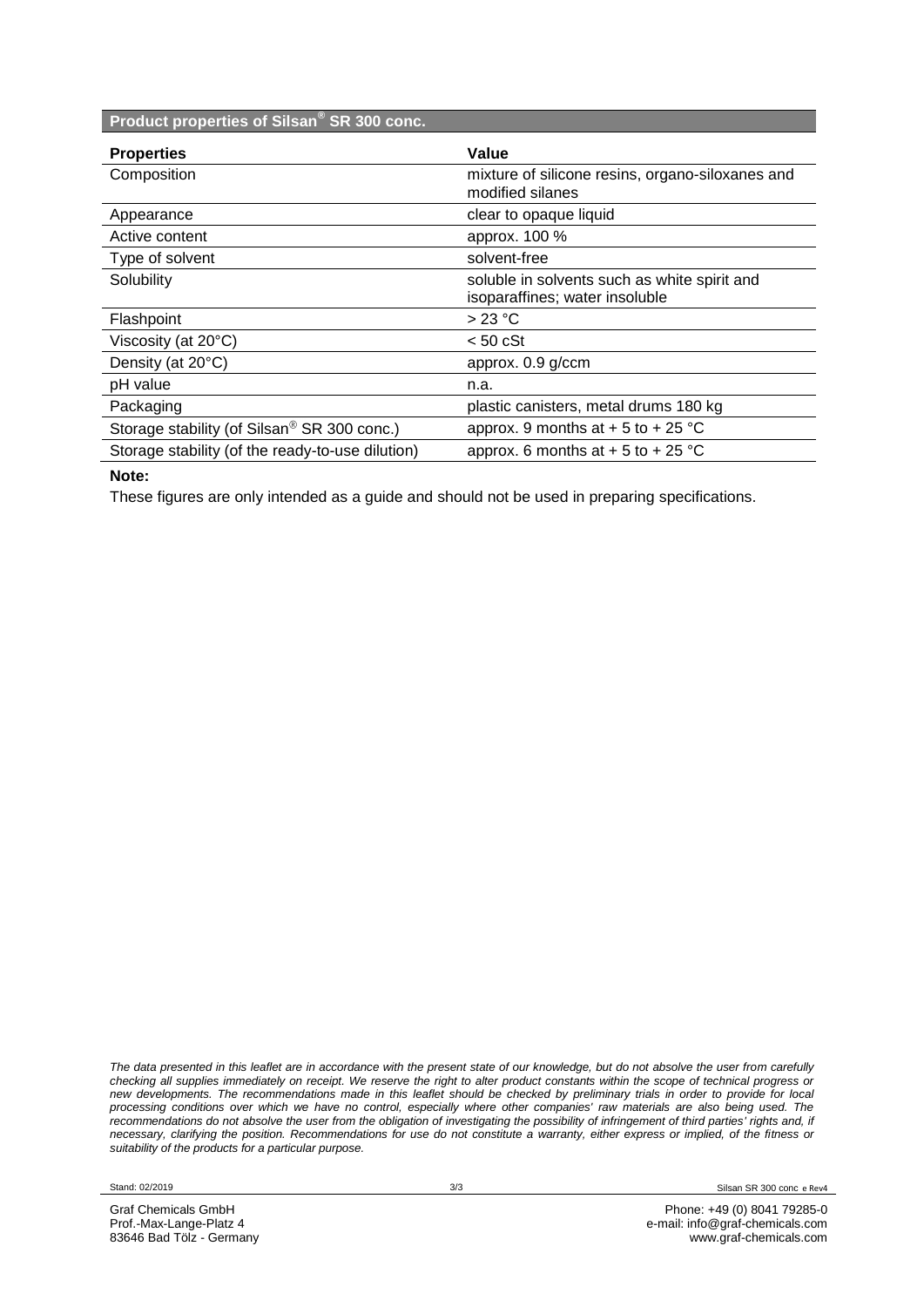## Product properties of Silsan® SR 300 conc.

| Properties | Value |
|---|---|
| Composition | mixture of silicone resins, organo-siloxanes and modified silanes |
| Appearance | clear to opaque liquid |
| Active content | approx. 100 % |
| Type of solvent | solvent-free |
| Solubility | soluble in solvents such as white spirit and isoparaffines; water insoluble |
| Flashpoint | > 23 °C |
| Viscosity (at 20°C) | < 50 cSt |
| Density (at 20°C) | approx. 0.9 g/ccm |
| pH value | n.a. |
| Packaging | plastic canisters, metal drums 180 kg |
| Storage stability (of Silsan® SR 300 conc.) | approx. 9 months at + 5 to + 25 °C |
| Storage stability (of the ready-to-use dilution) | approx. 6 months at + 5 to + 25 °C |

**Note:**

These figures are only intended as a guide and should not be used in preparing specifications.

*The data presented in this leaflet are in accordance with the present state of our knowledge, but do not absolve the user from carefully checking all supplies immediately on receipt. We reserve the right to alter product constants within the scope of technical progress or new developments. The recommendations made in this leaflet should be checked by preliminary trials in order to provide for local processing conditions over which we have no control, especially where other companies' raw materials are also being used. The recommendations do not absolve the user from the obligation of investigating the possibility of infringement of third parties' rights and, if necessary, clarifying the position. Recommendations for use do not constitute a warranty, either express or implied, of the fitness or suitability of the products for a particular purpose.*

Stand: 02/2019 | Silsan SR 300 conc e Rev4

Graf Chemicals GmbH
Prof.-Max-Lange-Platz 4
83646 Bad Tölz - Germany

Phone: +49 (0) 8041 79285-0
e-mail: info@graf-chemicals.com
www.graf-chemicals.com